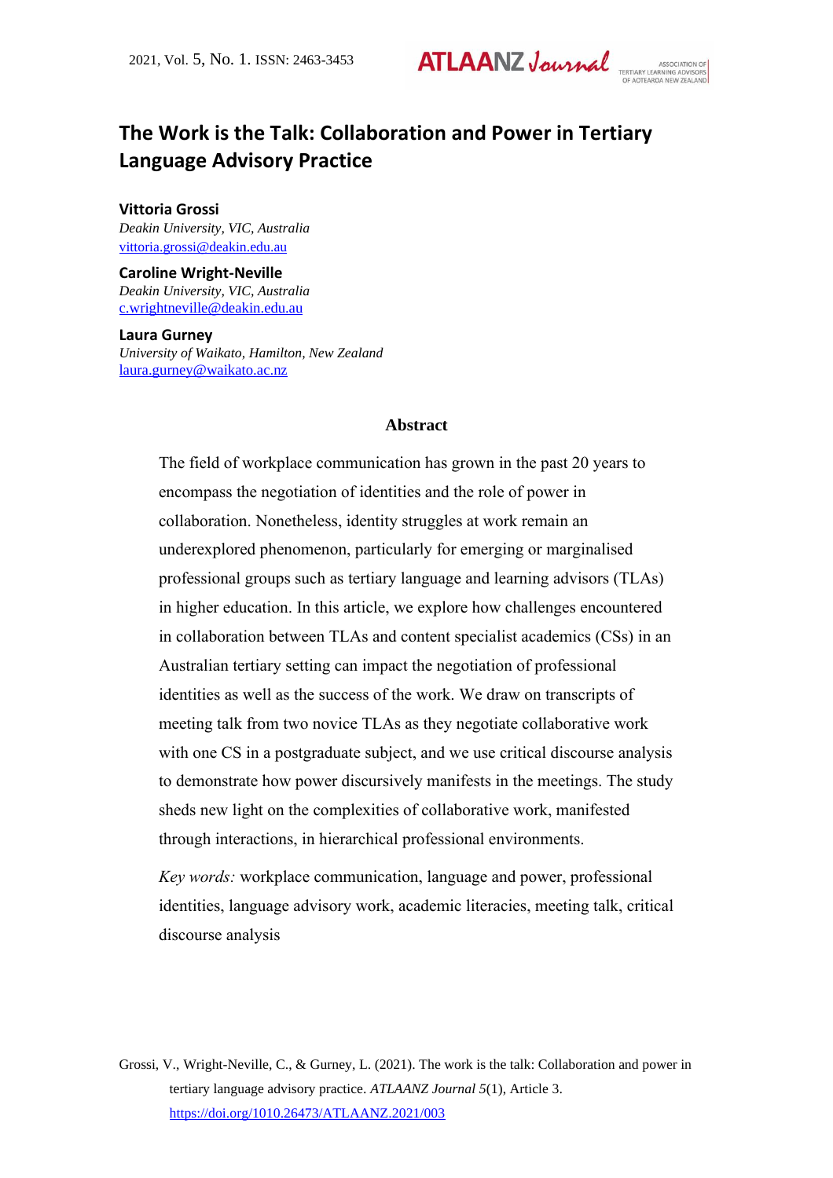# The Work is the Talk: Collaboration and Power in Tertiary Language Advisory Practice

**Vittoria Grossi**
*Deakin University, VIC, Australia*
vittoria.grossi@deakin.edu.au

**Caroline Wright-Neville**
*Deakin University, VIC, Australia*
c.wrightneville@deakin.edu.au

**Laura Gurney**
*University of Waikato, Hamilton, New Zealand*
laura.gurney@waikato.ac.nz

## Abstract

The field of workplace communication has grown in the past 20 years to encompass the negotiation of identities and the role of power in collaboration. Nonetheless, identity struggles at work remain an underexplored phenomenon, particularly for emerging or marginalised professional groups such as tertiary language and learning advisors (TLAs) in higher education. In this article, we explore how challenges encountered in collaboration between TLAs and content specialist academics (CSs) in an Australian tertiary setting can impact the negotiation of professional identities as well as the success of the work. We draw on transcripts of meeting talk from two novice TLAs as they negotiate collaborative work with one CS in a postgraduate subject, and we use critical discourse analysis to demonstrate how power discursively manifests in the meetings. The study sheds new light on the complexities of collaborative work, manifested through interactions, in hierarchical professional environments.

*Key words:* workplace communication, language and power, professional identities, language advisory work, academic literacies, meeting talk, critical discourse analysis

Grossi, V., Wright-Neville, C., & Gurney, L. (2021). The work is the talk: Collaboration and power in tertiary language advisory practice. *ATLAANZ Journal 5*(1), Article 3. https://doi.org/1010.26473/ATLAANZ.2021/003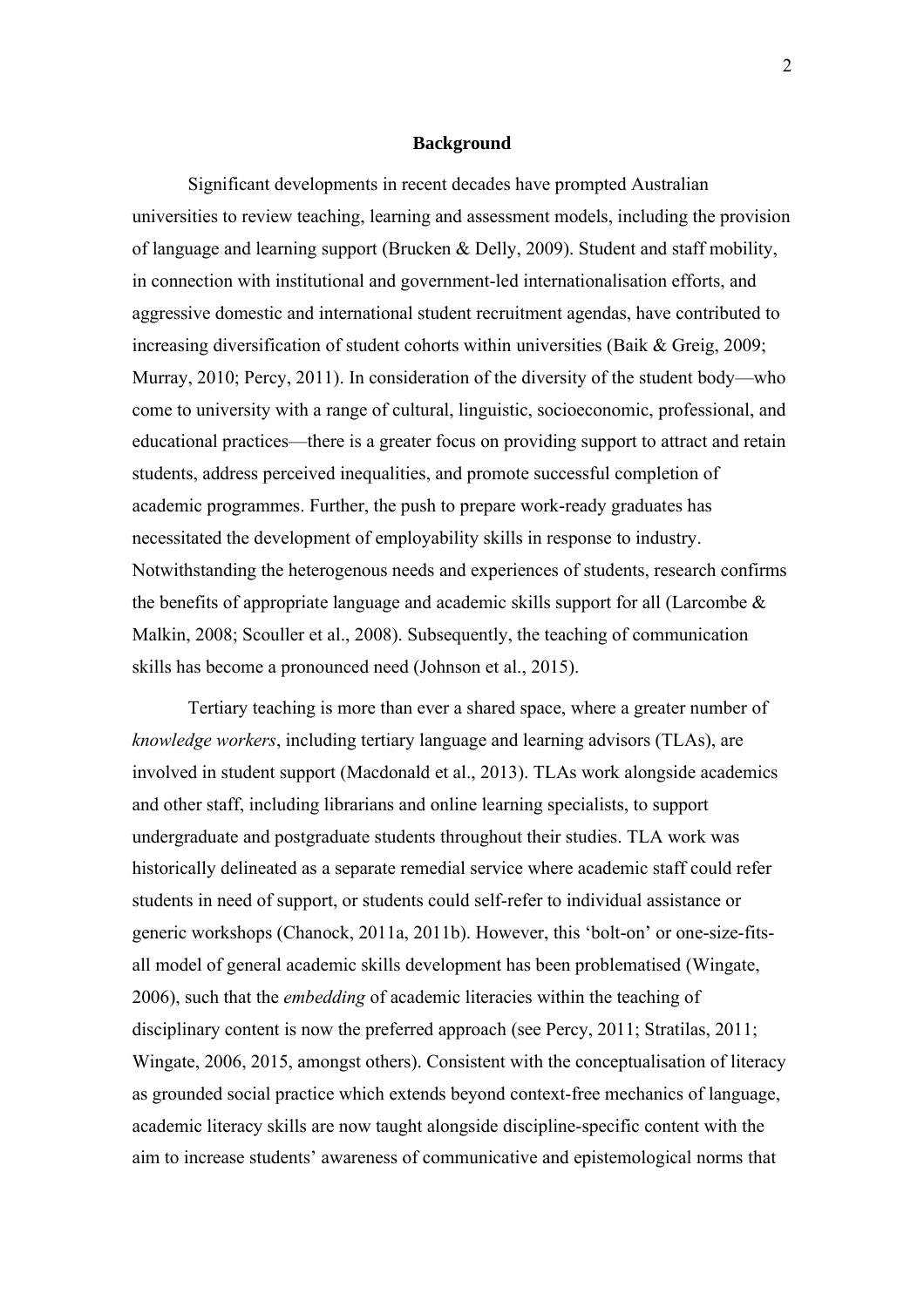## Background

Significant developments in recent decades have prompted Australian universities to review teaching, learning and assessment models, including the provision of language and learning support (Brucken & Delly, 2009). Student and staff mobility, in connection with institutional and government-led internationalisation efforts, and aggressive domestic and international student recruitment agendas, have contributed to increasing diversification of student cohorts within universities (Baik & Greig, 2009; Murray, 2010; Percy, 2011). In consideration of the diversity of the student body—who come to university with a range of cultural, linguistic, socioeconomic, professional, and educational practices—there is a greater focus on providing support to attract and retain students, address perceived inequalities, and promote successful completion of academic programmes. Further, the push to prepare work-ready graduates has necessitated the development of employability skills in response to industry. Notwithstanding the heterogenous needs and experiences of students, research confirms the benefits of appropriate language and academic skills support for all (Larcombe & Malkin, 2008; Scouller et al., 2008). Subsequently, the teaching of communication skills has become a pronounced need (Johnson et al., 2015).

Tertiary teaching is more than ever a shared space, where a greater number of *knowledge workers*, including tertiary language and learning advisors (TLAs), are involved in student support (Macdonald et al., 2013). TLAs work alongside academics and other staff, including librarians and online learning specialists, to support undergraduate and postgraduate students throughout their studies. TLA work was historically delineated as a separate remedial service where academic staff could refer students in need of support, or students could self-refer to individual assistance or generic workshops (Chanock, 2011a, 2011b). However, this 'bolt-on' or one-size-fits-all model of general academic skills development has been problematised (Wingate, 2006), such that the *embedding* of academic literacies within the teaching of disciplinary content is now the preferred approach (see Percy, 2011; Stratilas, 2011; Wingate, 2006, 2015, amongst others). Consistent with the conceptualisation of literacy as grounded social practice which extends beyond context-free mechanics of language, academic literacy skills are now taught alongside discipline-specific content with the aim to increase students' awareness of communicative and epistemological norms that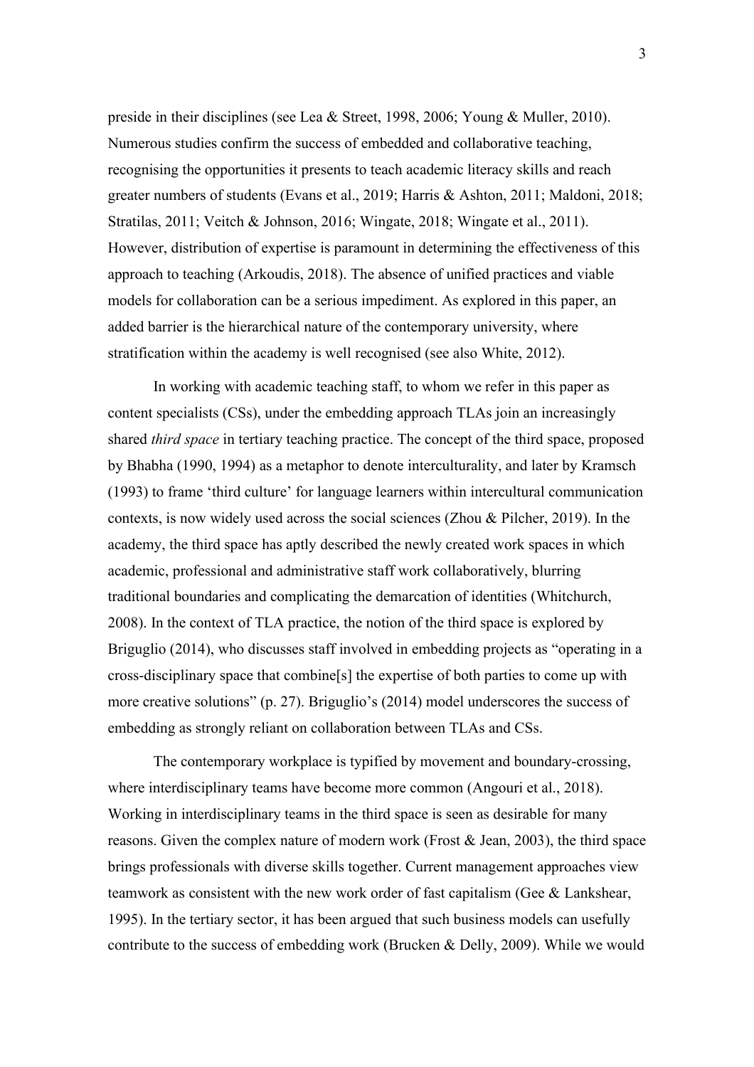preside in their disciplines (see Lea & Street, 1998, 2006; Young & Muller, 2010). Numerous studies confirm the success of embedded and collaborative teaching, recognising the opportunities it presents to teach academic literacy skills and reach greater numbers of students (Evans et al., 2019; Harris & Ashton, 2011; Maldoni, 2018; Stratilas, 2011; Veitch & Johnson, 2016; Wingate, 2018; Wingate et al., 2011). However, distribution of expertise is paramount in determining the effectiveness of this approach to teaching (Arkoudis, 2018). The absence of unified practices and viable models for collaboration can be a serious impediment. As explored in this paper, an added barrier is the hierarchical nature of the contemporary university, where stratification within the academy is well recognised (see also White, 2012).

In working with academic teaching staff, to whom we refer in this paper as content specialists (CSs), under the embedding approach TLAs join an increasingly shared *third space* in tertiary teaching practice. The concept of the third space, proposed by Bhabha (1990, 1994) as a metaphor to denote interculturality, and later by Kramsch (1993) to frame 'third culture' for language learners within intercultural communication contexts, is now widely used across the social sciences (Zhou & Pilcher, 2019). In the academy, the third space has aptly described the newly created work spaces in which academic, professional and administrative staff work collaboratively, blurring traditional boundaries and complicating the demarcation of identities (Whitchurch, 2008). In the context of TLA practice, the notion of the third space is explored by Briguglio (2014), who discusses staff involved in embedding projects as "operating in a cross-disciplinary space that combine[s] the expertise of both parties to come up with more creative solutions" (p. 27). Briguglio's (2014) model underscores the success of embedding as strongly reliant on collaboration between TLAs and CSs.

The contemporary workplace is typified by movement and boundary-crossing, where interdisciplinary teams have become more common (Angouri et al., 2018). Working in interdisciplinary teams in the third space is seen as desirable for many reasons. Given the complex nature of modern work (Frost & Jean, 2003), the third space brings professionals with diverse skills together. Current management approaches view teamwork as consistent with the new work order of fast capitalism (Gee & Lankshear, 1995). In the tertiary sector, it has been argued that such business models can usefully contribute to the success of embedding work (Brucken & Delly, 2009). While we would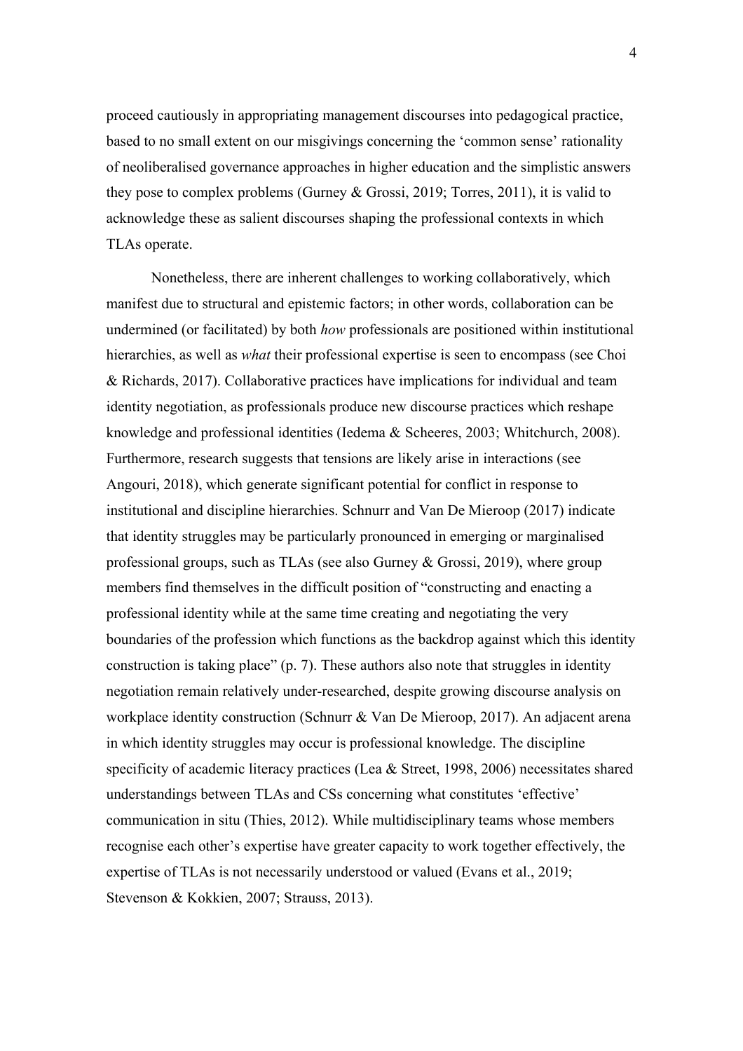proceed cautiously in appropriating management discourses into pedagogical practice, based to no small extent on our misgivings concerning the 'common sense' rationality of neoliberalised governance approaches in higher education and the simplistic answers they pose to complex problems (Gurney & Grossi, 2019; Torres, 2011), it is valid to acknowledge these as salient discourses shaping the professional contexts in which TLAs operate.

Nonetheless, there are inherent challenges to working collaboratively, which manifest due to structural and epistemic factors; in other words, collaboration can be undermined (or facilitated) by both *how* professionals are positioned within institutional hierarchies, as well as *what* their professional expertise is seen to encompass (see Choi & Richards, 2017). Collaborative practices have implications for individual and team identity negotiation, as professionals produce new discourse practices which reshape knowledge and professional identities (Iedema & Scheeres, 2003; Whitchurch, 2008). Furthermore, research suggests that tensions are likely arise in interactions (see Angouri, 2018), which generate significant potential for conflict in response to institutional and discipline hierarchies. Schnurr and Van De Mieroop (2017) indicate that identity struggles may be particularly pronounced in emerging or marginalised professional groups, such as TLAs (see also Gurney & Grossi, 2019), where group members find themselves in the difficult position of "constructing and enacting a professional identity while at the same time creating and negotiating the very boundaries of the profession which functions as the backdrop against which this identity construction is taking place" (p. 7). These authors also note that struggles in identity negotiation remain relatively under-researched, despite growing discourse analysis on workplace identity construction (Schnurr & Van De Mieroop, 2017). An adjacent arena in which identity struggles may occur is professional knowledge. The discipline specificity of academic literacy practices (Lea & Street, 1998, 2006) necessitates shared understandings between TLAs and CSs concerning what constitutes 'effective' communication in situ (Thies, 2012). While multidisciplinary teams whose members recognise each other's expertise have greater capacity to work together effectively, the expertise of TLAs is not necessarily understood or valued (Evans et al., 2019; Stevenson & Kokkien, 2007; Strauss, 2013).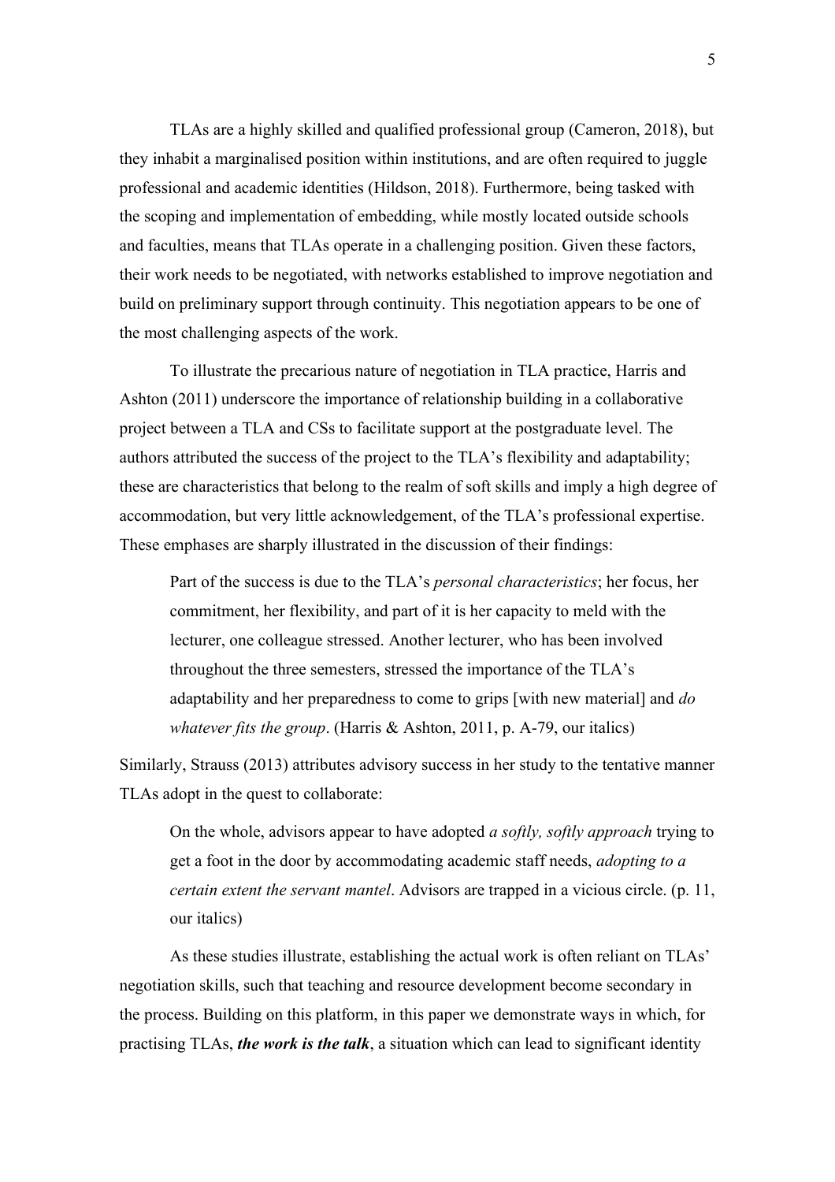TLAs are a highly skilled and qualified professional group (Cameron, 2018), but they inhabit a marginalised position within institutions, and are often required to juggle professional and academic identities (Hildson, 2018). Furthermore, being tasked with the scoping and implementation of embedding, while mostly located outside schools and faculties, means that TLAs operate in a challenging position. Given these factors, their work needs to be negotiated, with networks established to improve negotiation and build on preliminary support through continuity. This negotiation appears to be one of the most challenging aspects of the work.

To illustrate the precarious nature of negotiation in TLA practice, Harris and Ashton (2011) underscore the importance of relationship building in a collaborative project between a TLA and CSs to facilitate support at the postgraduate level. The authors attributed the success of the project to the TLA's flexibility and adaptability; these are characteristics that belong to the realm of soft skills and imply a high degree of accommodation, but very little acknowledgement, of the TLA's professional expertise. These emphases are sharply illustrated in the discussion of their findings:

> Part of the success is due to the TLA's *personal characteristics*; her focus, her commitment, her flexibility, and part of it is her capacity to meld with the lecturer, one colleague stressed. Another lecturer, who has been involved throughout the three semesters, stressed the importance of the TLA's adaptability and her preparedness to come to grips [with new material] and *do whatever fits the group*. (Harris & Ashton, 2011, p. A-79, our italics)

Similarly, Strauss (2013) attributes advisory success in her study to the tentative manner TLAs adopt in the quest to collaborate:

> On the whole, advisors appear to have adopted *a softly, softly approach* trying to get a foot in the door by accommodating academic staff needs, *adopting to a certain extent the servant mantel*. Advisors are trapped in a vicious circle. (p. 11, our italics)

As these studies illustrate, establishing the actual work is often reliant on TLAs' negotiation skills, such that teaching and resource development become secondary in the process. Building on this platform, in this paper we demonstrate ways in which, for practising TLAs, ***the work is the talk***, a situation which can lead to significant identity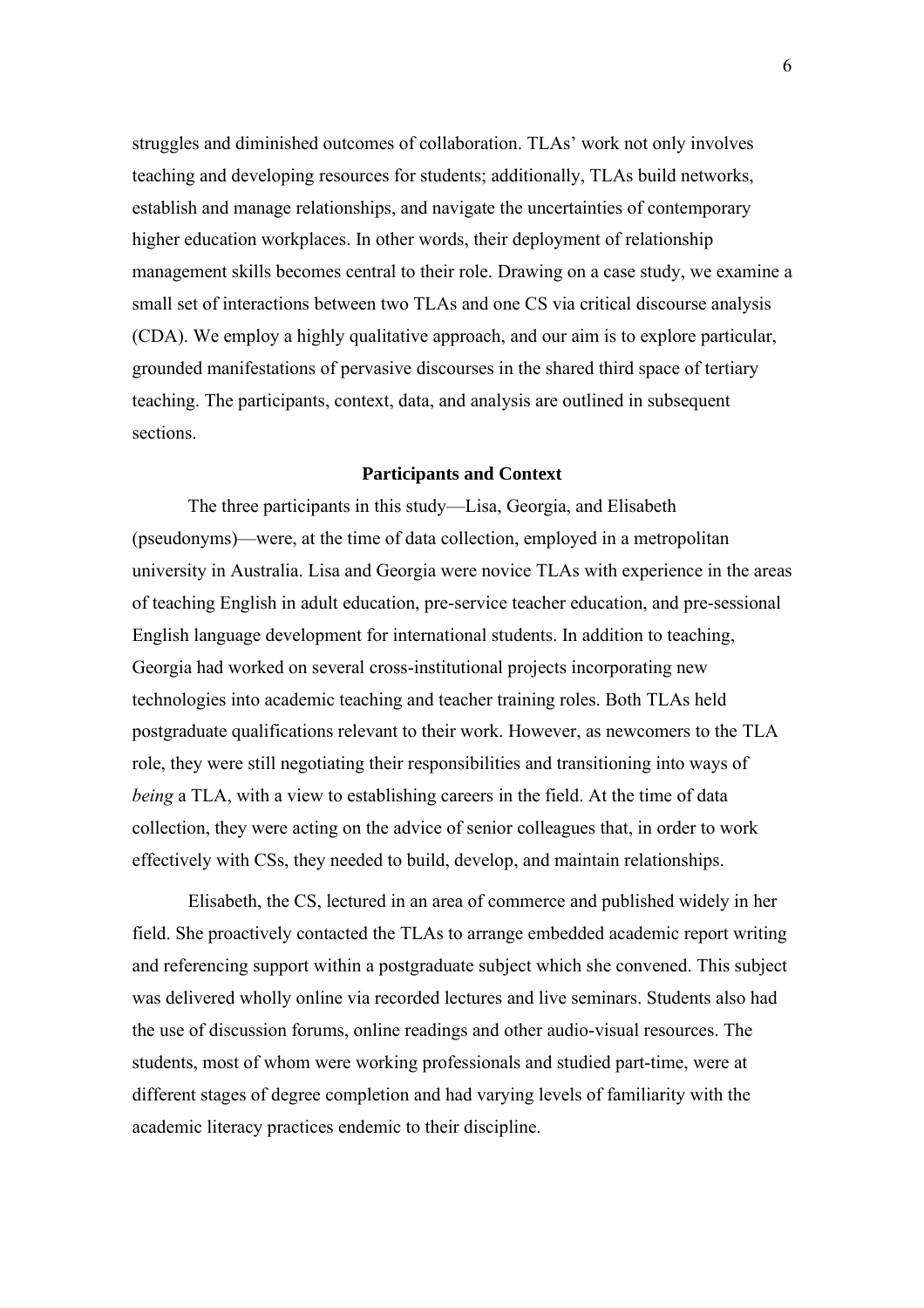struggles and diminished outcomes of collaboration. TLAs' work not only involves teaching and developing resources for students; additionally, TLAs build networks, establish and manage relationships, and navigate the uncertainties of contemporary higher education workplaces. In other words, their deployment of relationship management skills becomes central to their role. Drawing on a case study, we examine a small set of interactions between two TLAs and one CS via critical discourse analysis (CDA). We employ a highly qualitative approach, and our aim is to explore particular, grounded manifestations of pervasive discourses in the shared third space of tertiary teaching. The participants, context, data, and analysis are outlined in subsequent sections.

## Participants and Context

The three participants in this study—Lisa, Georgia, and Elisabeth (pseudonyms)—were, at the time of data collection, employed in a metropolitan university in Australia. Lisa and Georgia were novice TLAs with experience in the areas of teaching English in adult education, pre-service teacher education, and pre-sessional English language development for international students. In addition to teaching, Georgia had worked on several cross-institutional projects incorporating new technologies into academic teaching and teacher training roles. Both TLAs held postgraduate qualifications relevant to their work. However, as newcomers to the TLA role, they were still negotiating their responsibilities and transitioning into ways of *being* a TLA, with a view to establishing careers in the field. At the time of data collection, they were acting on the advice of senior colleagues that, in order to work effectively with CSs, they needed to build, develop, and maintain relationships.

Elisabeth, the CS, lectured in an area of commerce and published widely in her field. She proactively contacted the TLAs to arrange embedded academic report writing and referencing support within a postgraduate subject which she convened. This subject was delivered wholly online via recorded lectures and live seminars. Students also had the use of discussion forums, online readings and other audio-visual resources. The students, most of whom were working professionals and studied part-time, were at different stages of degree completion and had varying levels of familiarity with the academic literacy practices endemic to their discipline.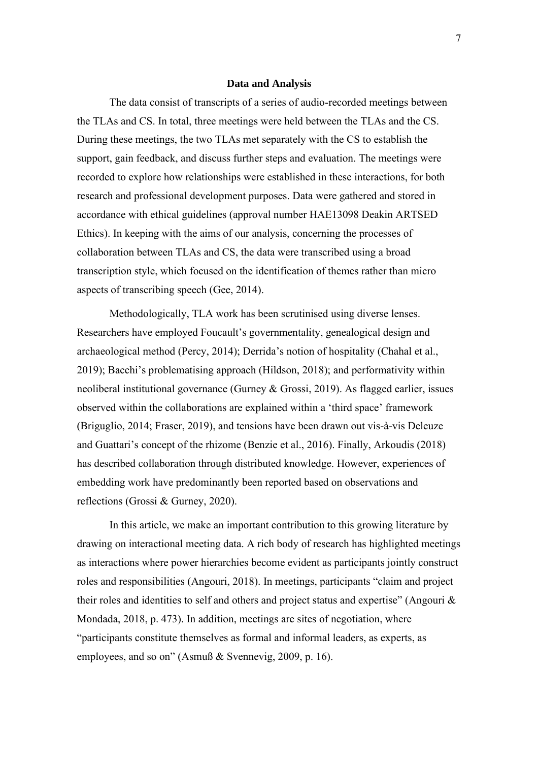## Data and Analysis

The data consist of transcripts of a series of audio-recorded meetings between the TLAs and CS. In total, three meetings were held between the TLAs and the CS. During these meetings, the two TLAs met separately with the CS to establish the support, gain feedback, and discuss further steps and evaluation. The meetings were recorded to explore how relationships were established in these interactions, for both research and professional development purposes. Data were gathered and stored in accordance with ethical guidelines (approval number HAE13098 Deakin ARTSED Ethics). In keeping with the aims of our analysis, concerning the processes of collaboration between TLAs and CS, the data were transcribed using a broad transcription style, which focused on the identification of themes rather than micro aspects of transcribing speech (Gee, 2014).

Methodologically, TLA work has been scrutinised using diverse lenses. Researchers have employed Foucault's governmentality, genealogical design and archaeological method (Percy, 2014); Derrida's notion of hospitality (Chahal et al., 2019); Bacchi's problematising approach (Hildson, 2018); and performativity within neoliberal institutional governance (Gurney & Grossi, 2019). As flagged earlier, issues observed within the collaborations are explained within a 'third space' framework (Briguglio, 2014; Fraser, 2019), and tensions have been drawn out vis-à-vis Deleuze and Guattari's concept of the rhizome (Benzie et al., 2016). Finally, Arkoudis (2018) has described collaboration through distributed knowledge. However, experiences of embedding work have predominantly been reported based on observations and reflections (Grossi & Gurney, 2020).

In this article, we make an important contribution to this growing literature by drawing on interactional meeting data. A rich body of research has highlighted meetings as interactions where power hierarchies become evident as participants jointly construct roles and responsibilities (Angouri, 2018). In meetings, participants "claim and project their roles and identities to self and others and project status and expertise" (Angouri & Mondada, 2018, p. 473). In addition, meetings are sites of negotiation, where "participants constitute themselves as formal and informal leaders, as experts, as employees, and so on" (Asmuß & Svennevig, 2009, p. 16).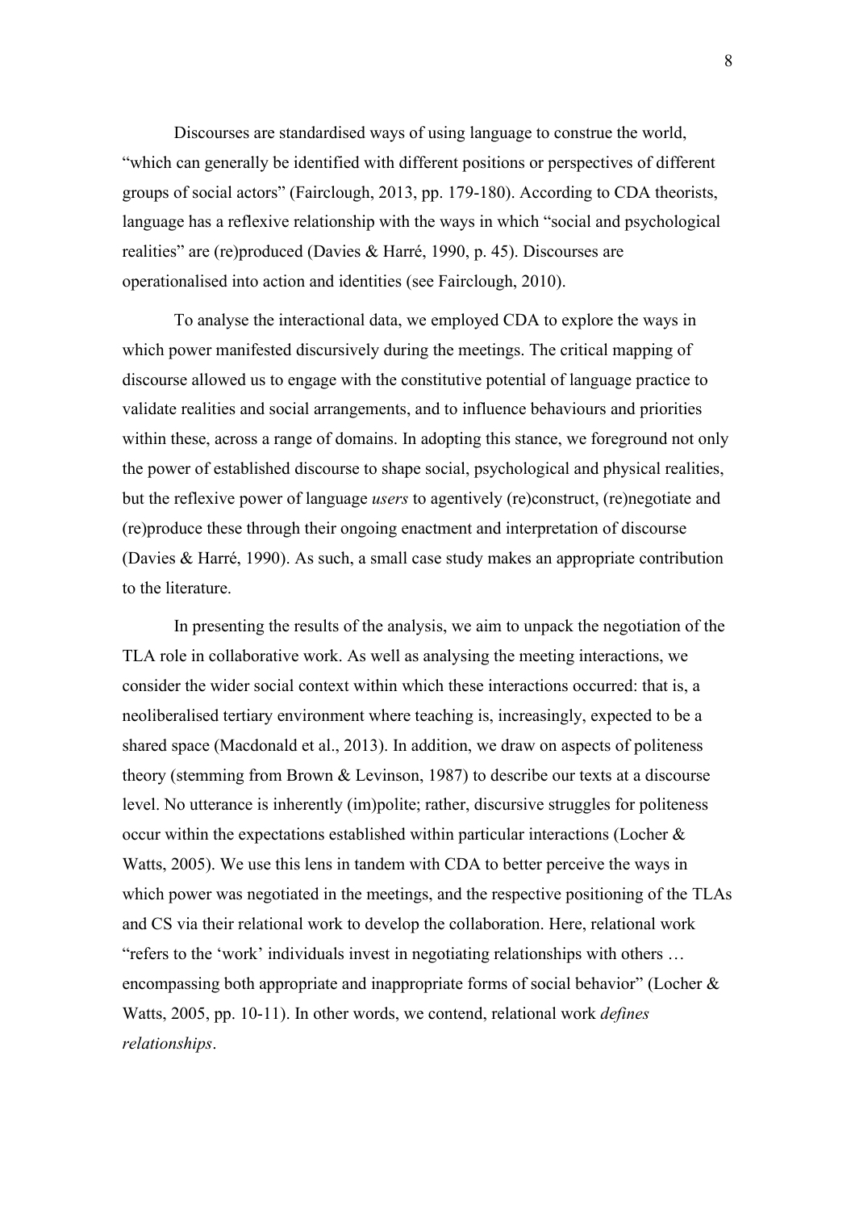Discourses are standardised ways of using language to construe the world, "which can generally be identified with different positions or perspectives of different groups of social actors" (Fairclough, 2013, pp. 179-180). According to CDA theorists, language has a reflexive relationship with the ways in which "social and psychological realities" are (re)produced (Davies & Harré, 1990, p. 45). Discourses are operationalised into action and identities (see Fairclough, 2010).

To analyse the interactional data, we employed CDA to explore the ways in which power manifested discursively during the meetings. The critical mapping of discourse allowed us to engage with the constitutive potential of language practice to validate realities and social arrangements, and to influence behaviours and priorities within these, across a range of domains. In adopting this stance, we foreground not only the power of established discourse to shape social, psychological and physical realities, but the reflexive power of language *users* to agentively (re)construct, (re)negotiate and (re)produce these through their ongoing enactment and interpretation of discourse (Davies & Harré, 1990). As such, a small case study makes an appropriate contribution to the literature.

In presenting the results of the analysis, we aim to unpack the negotiation of the TLA role in collaborative work. As well as analysing the meeting interactions, we consider the wider social context within which these interactions occurred: that is, a neoliberalised tertiary environment where teaching is, increasingly, expected to be a shared space (Macdonald et al., 2013). In addition, we draw on aspects of politeness theory (stemming from Brown & Levinson, 1987) to describe our texts at a discourse level. No utterance is inherently (im)polite; rather, discursive struggles for politeness occur within the expectations established within particular interactions (Locher & Watts, 2005). We use this lens in tandem with CDA to better perceive the ways in which power was negotiated in the meetings, and the respective positioning of the TLAs and CS via their relational work to develop the collaboration. Here, relational work "refers to the 'work' individuals invest in negotiating relationships with others … encompassing both appropriate and inappropriate forms of social behavior" (Locher & Watts, 2005, pp. 10-11). In other words, we contend, relational work *defines relationships*.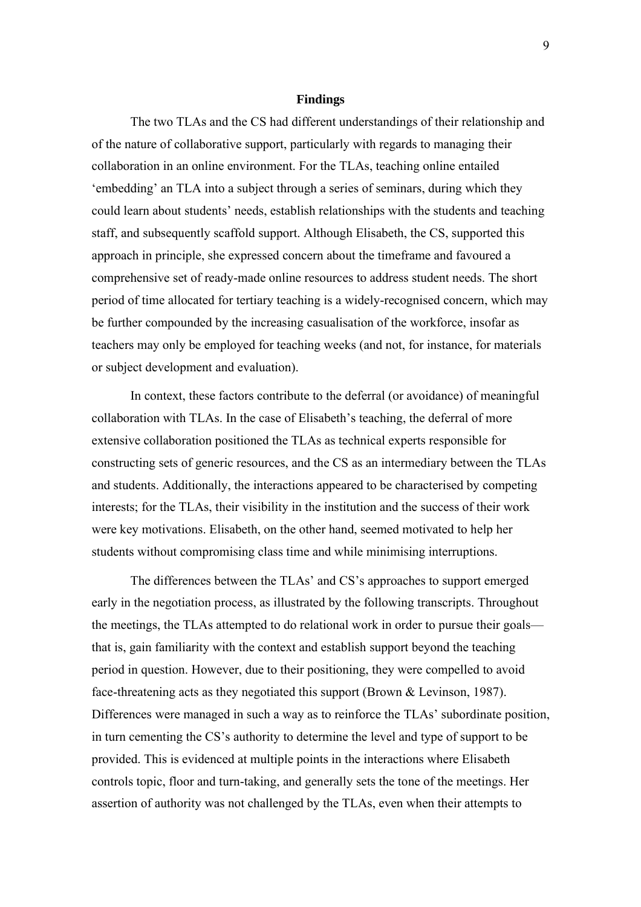## Findings

The two TLAs and the CS had different understandings of their relationship and of the nature of collaborative support, particularly with regards to managing their collaboration in an online environment. For the TLAs, teaching online entailed 'embedding' an TLA into a subject through a series of seminars, during which they could learn about students' needs, establish relationships with the students and teaching staff, and subsequently scaffold support. Although Elisabeth, the CS, supported this approach in principle, she expressed concern about the timeframe and favoured a comprehensive set of ready-made online resources to address student needs. The short period of time allocated for tertiary teaching is a widely-recognised concern, which may be further compounded by the increasing casualisation of the workforce, insofar as teachers may only be employed for teaching weeks (and not, for instance, for materials or subject development and evaluation).

In context, these factors contribute to the deferral (or avoidance) of meaningful collaboration with TLAs. In the case of Elisabeth's teaching, the deferral of more extensive collaboration positioned the TLAs as technical experts responsible for constructing sets of generic resources, and the CS as an intermediary between the TLAs and students. Additionally, the interactions appeared to be characterised by competing interests; for the TLAs, their visibility in the institution and the success of their work were key motivations. Elisabeth, on the other hand, seemed motivated to help her students without compromising class time and while minimising interruptions.

The differences between the TLAs' and CS's approaches to support emerged early in the negotiation process, as illustrated by the following transcripts. Throughout the meetings, the TLAs attempted to do relational work in order to pursue their goals—that is, gain familiarity with the context and establish support beyond the teaching period in question. However, due to their positioning, they were compelled to avoid face-threatening acts as they negotiated this support (Brown & Levinson, 1987). Differences were managed in such a way as to reinforce the TLAs' subordinate position, in turn cementing the CS's authority to determine the level and type of support to be provided. This is evidenced at multiple points in the interactions where Elisabeth controls topic, floor and turn-taking, and generally sets the tone of the meetings. Her assertion of authority was not challenged by the TLAs, even when their attempts to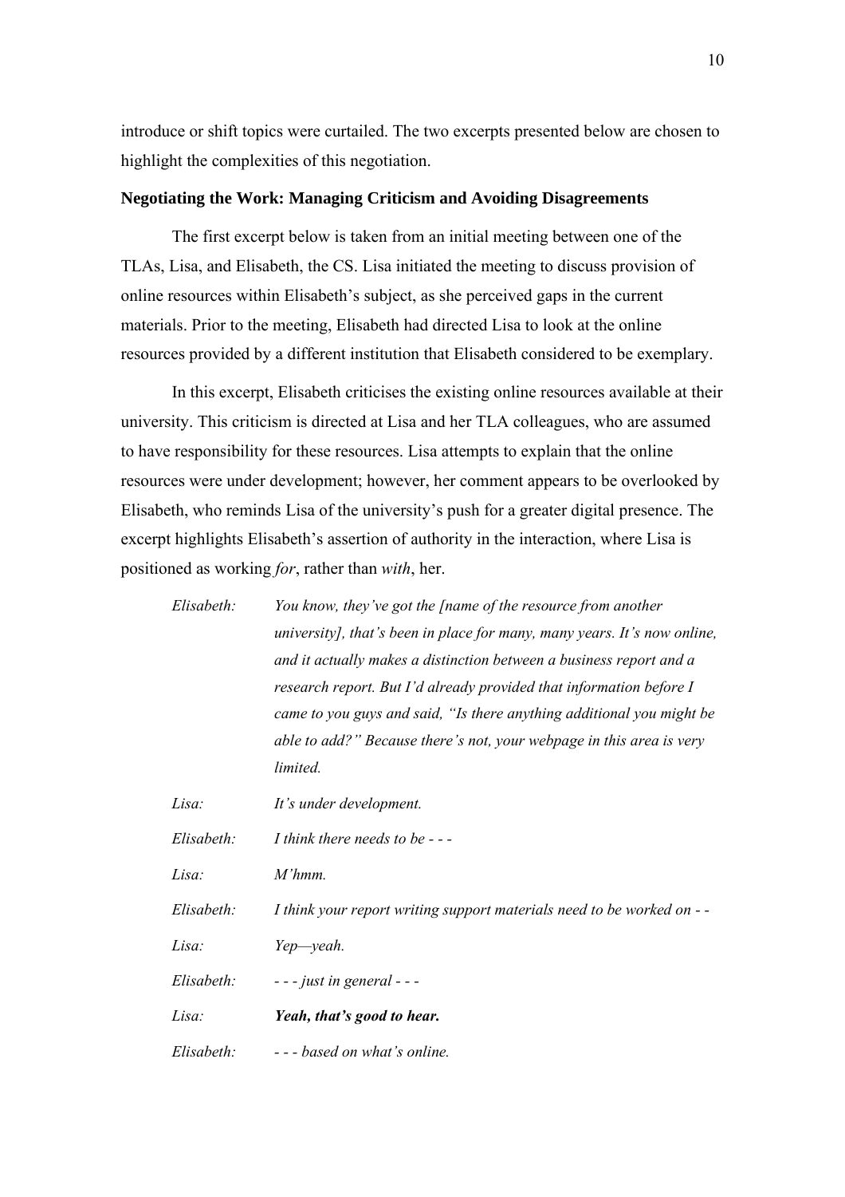introduce or shift topics were curtailed. The two excerpts presented below are chosen to highlight the complexities of this negotiation.

### Negotiating the Work: Managing Criticism and Avoiding Disagreements

The first excerpt below is taken from an initial meeting between one of the TLAs, Lisa, and Elisabeth, the CS. Lisa initiated the meeting to discuss provision of online resources within Elisabeth's subject, as she perceived gaps in the current materials. Prior to the meeting, Elisabeth had directed Lisa to look at the online resources provided by a different institution that Elisabeth considered to be exemplary.

In this excerpt, Elisabeth criticises the existing online resources available at their university. This criticism is directed at Lisa and her TLA colleagues, who are assumed to have responsibility for these resources. Lisa attempts to explain that the online resources were under development; however, her comment appears to be overlooked by Elisabeth, who reminds Lisa of the university's push for a greater digital presence. The excerpt highlights Elisabeth's assertion of authority in the interaction, where Lisa is positioned as working *for*, rather than *with*, her.

| | |
|---|---|
| *Elisabeth:* | *You know, they've got the [name of the resource from another university], that's been in place for many, many years. It's now online, and it actually makes a distinction between a business report and a research report. But I'd already provided that information before I came to you guys and said, "Is there anything additional you might be able to add?" Because there's not, your webpage in this area is very limited.* |
| *Lisa:* | *It's under development.* |
| *Elisabeth:* | *I think there needs to be - - -* |
| *Lisa:* | *M'hmm.* |
| *Elisabeth:* | *I think your report writing support materials need to be worked on - -* |
| *Lisa:* | *Yep—yeah.* |
| *Elisabeth:* | *- - - just in general - - -* |
| *Lisa:* | ***Yeah, that's good to hear.*** |
| *Elisabeth:* | *- - - based on what's online.* |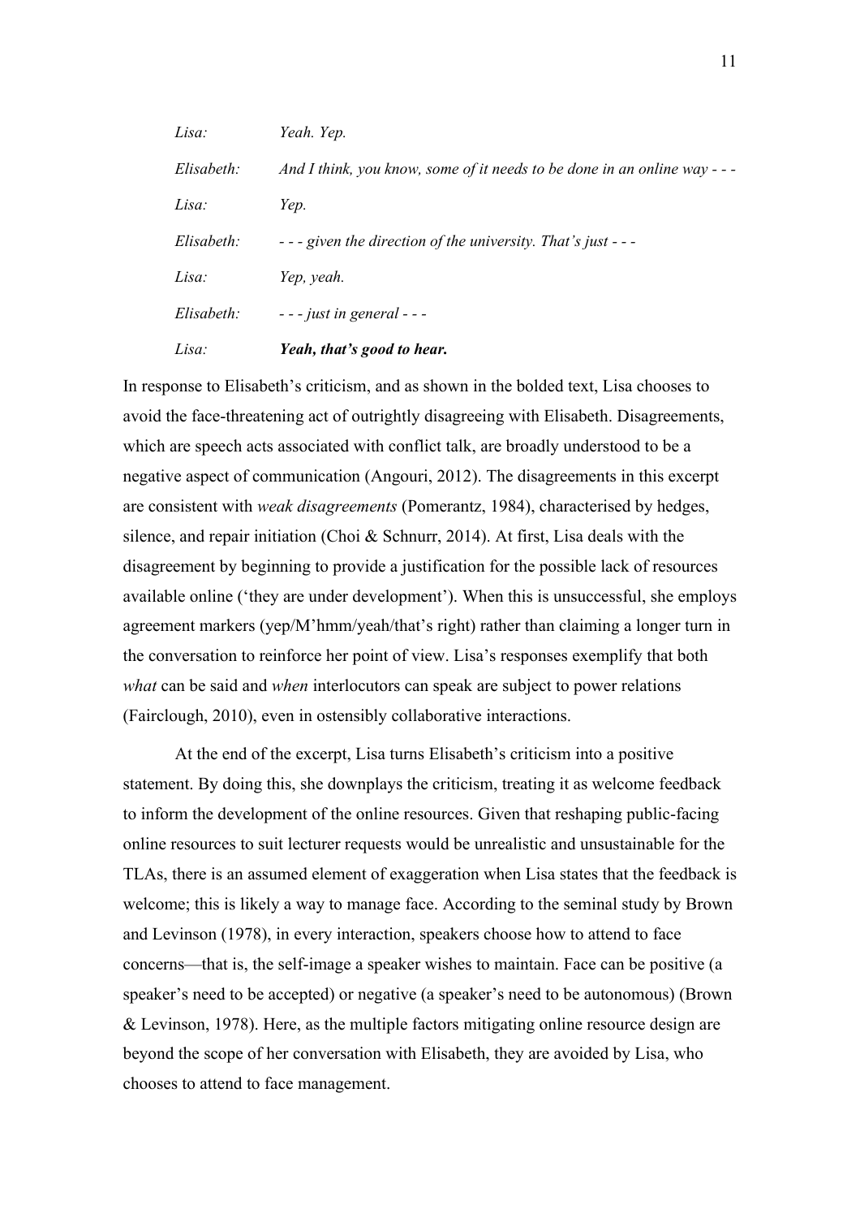*Lisa:* *Yeah. Yep.*

*Elisabeth:* *And I think, you know, some of it needs to be done in an online way - - -*

*Lisa:* *Yep.*

*Elisabeth:* *- - - given the direction of the university. That's just - - -*

*Lisa:* *Yep, yeah.*

*Elisabeth:* *- - - just in general - - -*

*Lisa:* ***Yeah, that's good to hear.***

In response to Elisabeth's criticism, and as shown in the bolded text, Lisa chooses to avoid the face-threatening act of outrightly disagreeing with Elisabeth. Disagreements, which are speech acts associated with conflict talk, are broadly understood to be a negative aspect of communication (Angouri, 2012). The disagreements in this excerpt are consistent with *weak disagreements* (Pomerantz, 1984), characterised by hedges, silence, and repair initiation (Choi & Schnurr, 2014). At first, Lisa deals with the disagreement by beginning to provide a justification for the possible lack of resources available online ('they are under development'). When this is unsuccessful, she employs agreement markers (yep/M'hmm/yeah/that's right) rather than claiming a longer turn in the conversation to reinforce her point of view. Lisa's responses exemplify that both *what* can be said and *when* interlocutors can speak are subject to power relations (Fairclough, 2010), even in ostensibly collaborative interactions.

At the end of the excerpt, Lisa turns Elisabeth's criticism into a positive statement. By doing this, she downplays the criticism, treating it as welcome feedback to inform the development of the online resources. Given that reshaping public-facing online resources to suit lecturer requests would be unrealistic and unsustainable for the TLAs, there is an assumed element of exaggeration when Lisa states that the feedback is welcome; this is likely a way to manage face. According to the seminal study by Brown and Levinson (1978), in every interaction, speakers choose how to attend to face concerns—that is, the self-image a speaker wishes to maintain. Face can be positive (a speaker's need to be accepted) or negative (a speaker's need to be autonomous) (Brown & Levinson, 1978). Here, as the multiple factors mitigating online resource design are beyond the scope of her conversation with Elisabeth, they are avoided by Lisa, who chooses to attend to face management.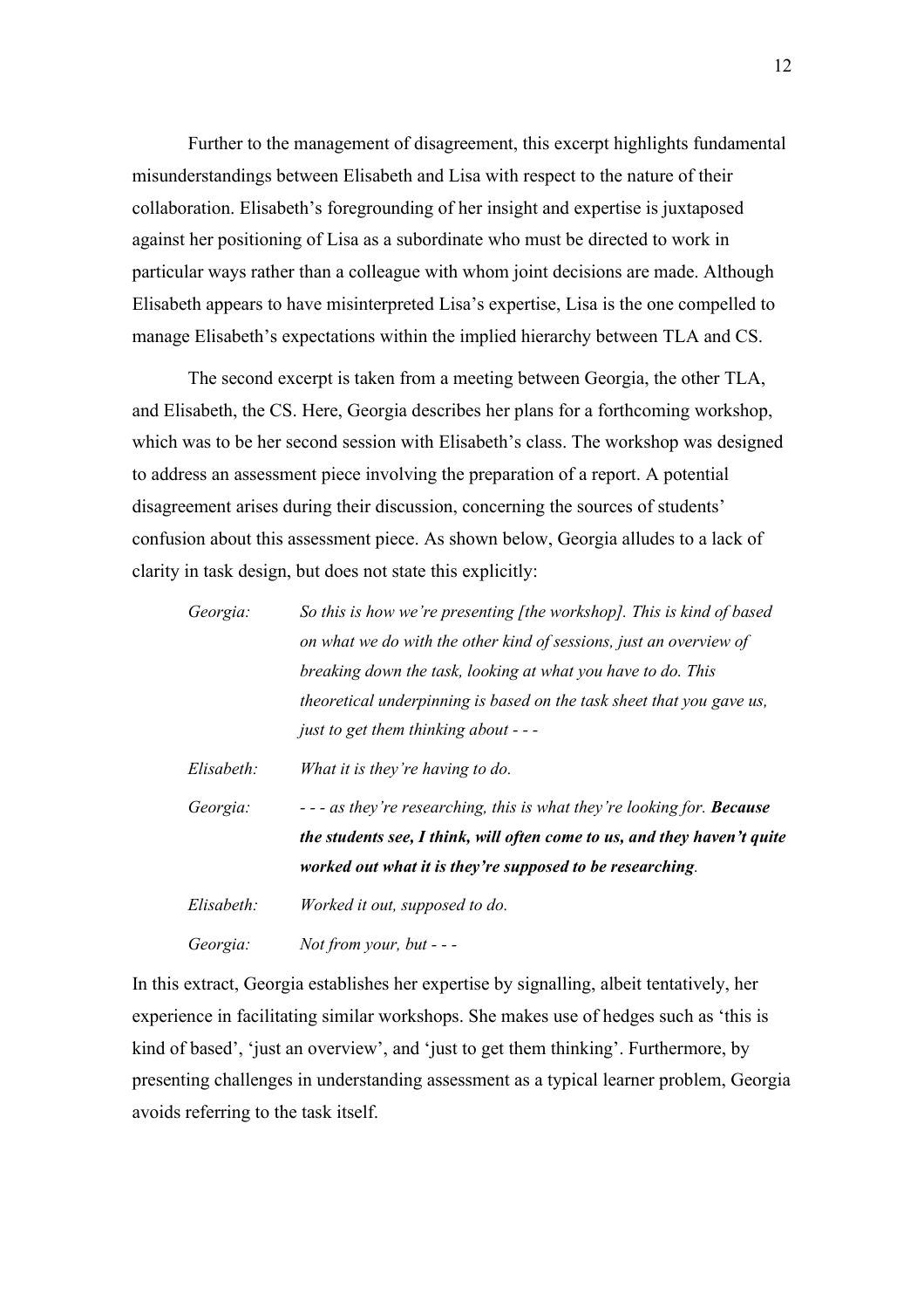Further to the management of disagreement, this excerpt highlights fundamental misunderstandings between Elisabeth and Lisa with respect to the nature of their collaboration. Elisabeth's foregrounding of her insight and expertise is juxtaposed against her positioning of Lisa as a subordinate who must be directed to work in particular ways rather than a colleague with whom joint decisions are made. Although Elisabeth appears to have misinterpreted Lisa's expertise, Lisa is the one compelled to manage Elisabeth's expectations within the implied hierarchy between TLA and CS.

The second excerpt is taken from a meeting between Georgia, the other TLA, and Elisabeth, the CS. Here, Georgia describes her plans for a forthcoming workshop, which was to be her second session with Elisabeth's class. The workshop was designed to address an assessment piece involving the preparation of a report. A potential disagreement arises during their discussion, concerning the sources of students' confusion about this assessment piece. As shown below, Georgia alludes to a lack of clarity in task design, but does not state this explicitly:

| | |
|---|---|
| *Georgia:* | *So this is how we're presenting [the workshop]. This is kind of based on what we do with the other kind of sessions, just an overview of breaking down the task, looking at what you have to do. This theoretical underpinning is based on the task sheet that you gave us, just to get them thinking about - - -* |
| *Elisabeth:* | *What it is they're having to do.* |
| *Georgia:* | *- - - as they're researching, this is what they're looking for. **Because the students see, I think, will often come to us, and they haven't quite worked out what it is they're supposed to be researching**.* |
| *Elisabeth:* | *Worked it out, supposed to do.* |
| *Georgia:* | *Not from your, but - - -* |

In this extract, Georgia establishes her expertise by signalling, albeit tentatively, her experience in facilitating similar workshops. She makes use of hedges such as 'this is kind of based', 'just an overview', and 'just to get them thinking'. Furthermore, by presenting challenges in understanding assessment as a typical learner problem, Georgia avoids referring to the task itself.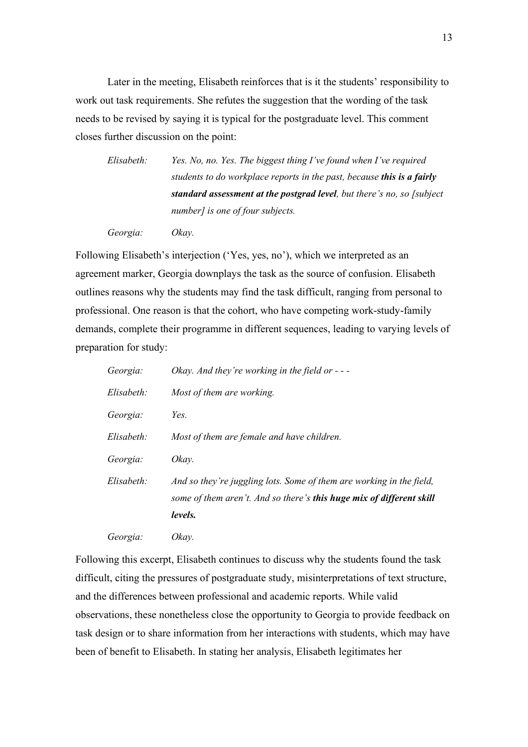Later in the meeting, Elisabeth reinforces that is it the students' responsibility to work out task requirements. She refutes the suggestion that the wording of the task needs to be revised by saying it is typical for the postgraduate level. This comment closes further discussion on the point:

> *Elisabeth:* *Yes. No, no. Yes. The biggest thing I've found when I've required students to do workplace reports in the past, because* ***this is a fairly standard assessment at the postgrad level****, but there's no, so [subject number] is one of four subjects.*
>
> *Georgia:* *Okay.*

Following Elisabeth's interjection ('Yes, yes, no'), which we interpreted as an agreement marker, Georgia downplays the task as the source of confusion. Elisabeth outlines reasons why the students may find the task difficult, ranging from personal to professional. One reason is that the cohort, who have competing work-study-family demands, complete their programme in different sequences, leading to varying levels of preparation for study:

> *Georgia:* *Okay. And they're working in the field or - - -*
>
> *Elisabeth:* *Most of them are working.*
>
> *Georgia:* *Yes.*
>
> *Elisabeth:* *Most of them are female and have children.*
>
> *Georgia:* *Okay.*
>
> *Elisabeth:* *And so they're juggling lots. Some of them are working in the field, some of them aren't. And so there's* ***this huge mix of different skill levels.***
>
> *Georgia:* *Okay.*

Following this excerpt, Elisabeth continues to discuss why the students found the task difficult, citing the pressures of postgraduate study, misinterpretations of text structure, and the differences between professional and academic reports. While valid observations, these nonetheless close the opportunity to Georgia to provide feedback on task design or to share information from her interactions with students, which may have been of benefit to Elisabeth. In stating her analysis, Elisabeth legitimates her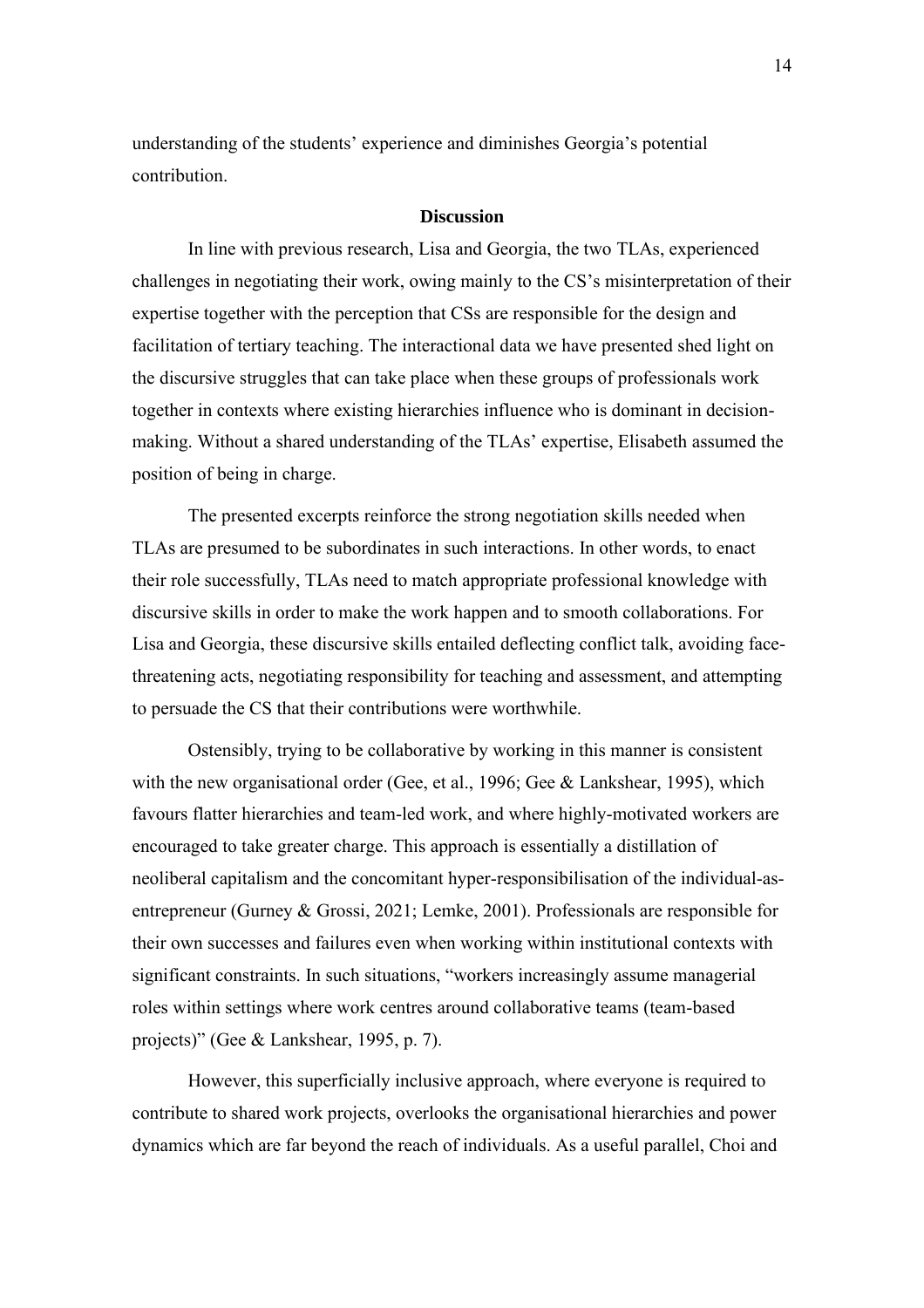understanding of the students' experience and diminishes Georgia's potential contribution.

## Discussion

In line with previous research, Lisa and Georgia, the two TLAs, experienced challenges in negotiating their work, owing mainly to the CS's misinterpretation of their expertise together with the perception that CSs are responsible for the design and facilitation of tertiary teaching. The interactional data we have presented shed light on the discursive struggles that can take place when these groups of professionals work together in contexts where existing hierarchies influence who is dominant in decision-making. Without a shared understanding of the TLAs' expertise, Elisabeth assumed the position of being in charge.

The presented excerpts reinforce the strong negotiation skills needed when TLAs are presumed to be subordinates in such interactions. In other words, to enact their role successfully, TLAs need to match appropriate professional knowledge with discursive skills in order to make the work happen and to smooth collaborations. For Lisa and Georgia, these discursive skills entailed deflecting conflict talk, avoiding face-threatening acts, negotiating responsibility for teaching and assessment, and attempting to persuade the CS that their contributions were worthwhile.

Ostensibly, trying to be collaborative by working in this manner is consistent with the new organisational order (Gee, et al., 1996; Gee & Lankshear, 1995), which favours flatter hierarchies and team-led work, and where highly-motivated workers are encouraged to take greater charge. This approach is essentially a distillation of neoliberal capitalism and the concomitant hyper-responsibilisation of the individual-as-entrepreneur (Gurney & Grossi, 2021; Lemke, 2001). Professionals are responsible for their own successes and failures even when working within institutional contexts with significant constraints. In such situations, "workers increasingly assume managerial roles within settings where work centres around collaborative teams (team-based projects)" (Gee & Lankshear, 1995, p. 7).

However, this superficially inclusive approach, where everyone is required to contribute to shared work projects, overlooks the organisational hierarchies and power dynamics which are far beyond the reach of individuals. As a useful parallel, Choi and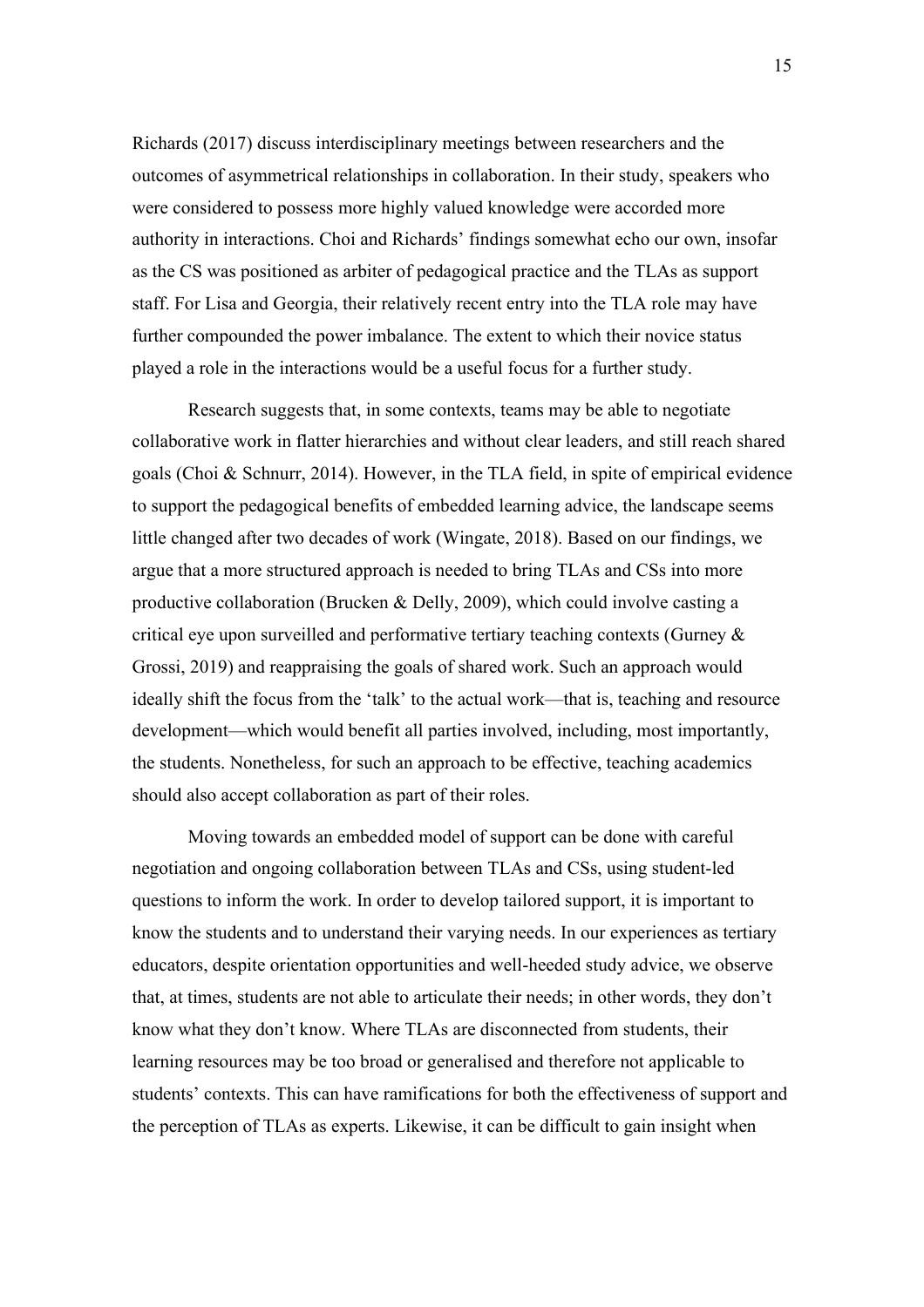Richards (2017) discuss interdisciplinary meetings between researchers and the outcomes of asymmetrical relationships in collaboration. In their study, speakers who were considered to possess more highly valued knowledge were accorded more authority in interactions. Choi and Richards' findings somewhat echo our own, insofar as the CS was positioned as arbiter of pedagogical practice and the TLAs as support staff. For Lisa and Georgia, their relatively recent entry into the TLA role may have further compounded the power imbalance. The extent to which their novice status played a role in the interactions would be a useful focus for a further study.

Research suggests that, in some contexts, teams may be able to negotiate collaborative work in flatter hierarchies and without clear leaders, and still reach shared goals (Choi & Schnurr, 2014). However, in the TLA field, in spite of empirical evidence to support the pedagogical benefits of embedded learning advice, the landscape seems little changed after two decades of work (Wingate, 2018). Based on our findings, we argue that a more structured approach is needed to bring TLAs and CSs into more productive collaboration (Brucken & Delly, 2009), which could involve casting a critical eye upon surveilled and performative tertiary teaching contexts (Gurney & Grossi, 2019) and reappraising the goals of shared work. Such an approach would ideally shift the focus from the 'talk' to the actual work—that is, teaching and resource development—which would benefit all parties involved, including, most importantly, the students. Nonetheless, for such an approach to be effective, teaching academics should also accept collaboration as part of their roles.

Moving towards an embedded model of support can be done with careful negotiation and ongoing collaboration between TLAs and CSs, using student-led questions to inform the work. In order to develop tailored support, it is important to know the students and to understand their varying needs. In our experiences as tertiary educators, despite orientation opportunities and well-heeded study advice, we observe that, at times, students are not able to articulate their needs; in other words, they don't know what they don't know. Where TLAs are disconnected from students, their learning resources may be too broad or generalised and therefore not applicable to students' contexts. This can have ramifications for both the effectiveness of support and the perception of TLAs as experts. Likewise, it can be difficult to gain insight when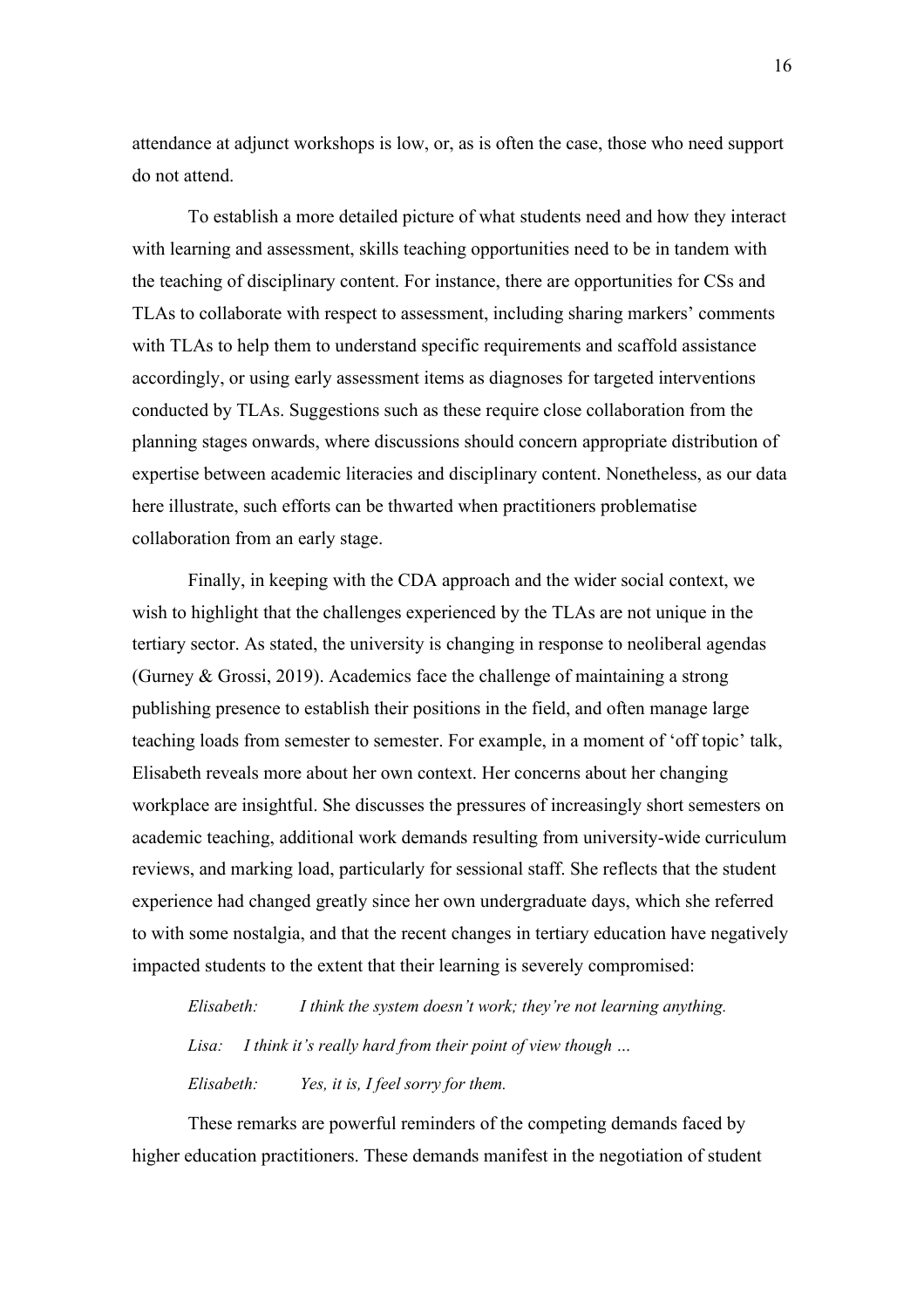attendance at adjunct workshops is low, or, as is often the case, those who need support do not attend.

To establish a more detailed picture of what students need and how they interact with learning and assessment, skills teaching opportunities need to be in tandem with the teaching of disciplinary content. For instance, there are opportunities for CSs and TLAs to collaborate with respect to assessment, including sharing markers' comments with TLAs to help them to understand specific requirements and scaffold assistance accordingly, or using early assessment items as diagnoses for targeted interventions conducted by TLAs. Suggestions such as these require close collaboration from the planning stages onwards, where discussions should concern appropriate distribution of expertise between academic literacies and disciplinary content. Nonetheless, as our data here illustrate, such efforts can be thwarted when practitioners problematise collaboration from an early stage.

Finally, in keeping with the CDA approach and the wider social context, we wish to highlight that the challenges experienced by the TLAs are not unique in the tertiary sector. As stated, the university is changing in response to neoliberal agendas (Gurney & Grossi, 2019). Academics face the challenge of maintaining a strong publishing presence to establish their positions in the field, and often manage large teaching loads from semester to semester. For example, in a moment of 'off topic' talk, Elisabeth reveals more about her own context. Her concerns about her changing workplace are insightful. She discusses the pressures of increasingly short semesters on academic teaching, additional work demands resulting from university-wide curriculum reviews, and marking load, particularly for sessional staff. She reflects that the student experience had changed greatly since her own undergraduate days, which she referred to with some nostalgia, and that the recent changes in tertiary education have negatively impacted students to the extent that their learning is severely compromised:

> *Elisabeth: I think the system doesn't work; they're not learning anything.*
>
> *Lisa: I think it's really hard from their point of view though …*
>
> *Elisabeth: Yes, it is, I feel sorry for them.*

These remarks are powerful reminders of the competing demands faced by higher education practitioners. These demands manifest in the negotiation of student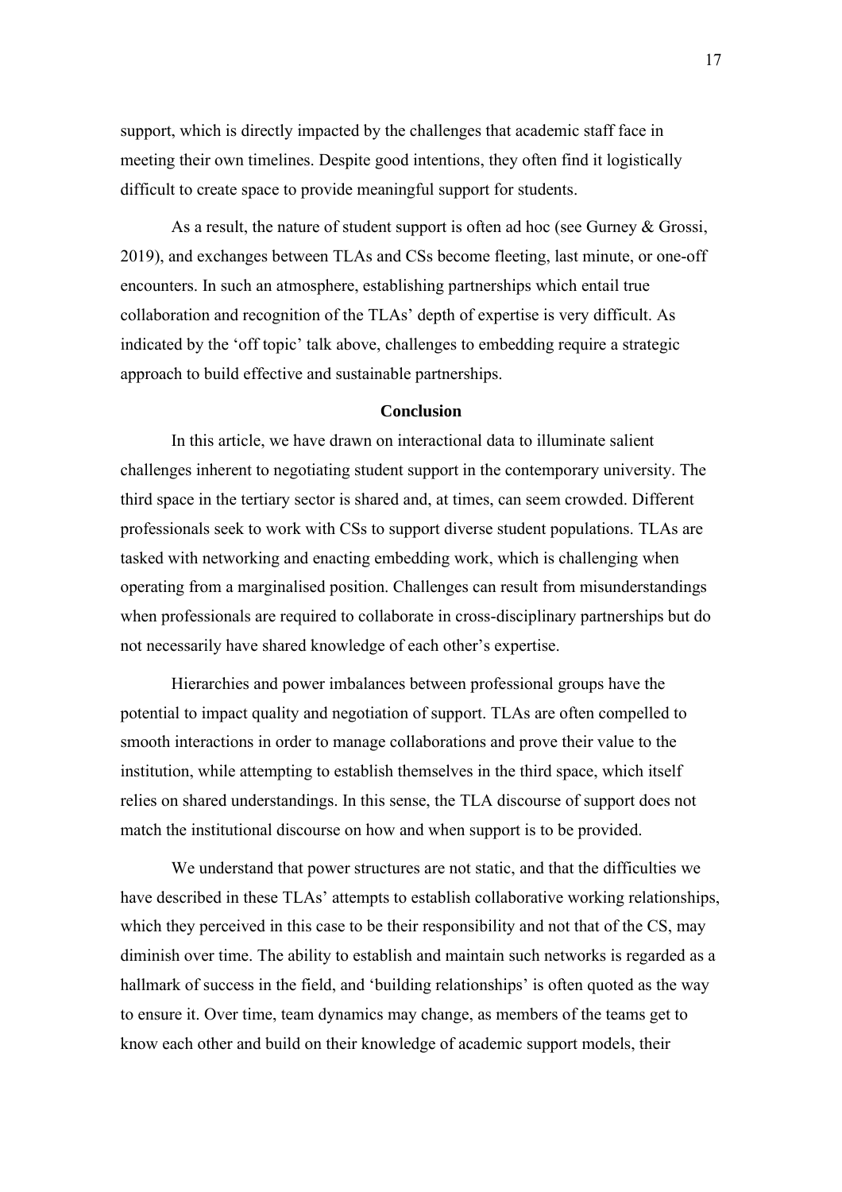support, which is directly impacted by the challenges that academic staff face in meeting their own timelines. Despite good intentions, they often find it logistically difficult to create space to provide meaningful support for students.

As a result, the nature of student support is often ad hoc (see Gurney & Grossi, 2019), and exchanges between TLAs and CSs become fleeting, last minute, or one-off encounters. In such an atmosphere, establishing partnerships which entail true collaboration and recognition of the TLAs' depth of expertise is very difficult. As indicated by the 'off topic' talk above, challenges to embedding require a strategic approach to build effective and sustainable partnerships.

## Conclusion

In this article, we have drawn on interactional data to illuminate salient challenges inherent to negotiating student support in the contemporary university. The third space in the tertiary sector is shared and, at times, can seem crowded. Different professionals seek to work with CSs to support diverse student populations. TLAs are tasked with networking and enacting embedding work, which is challenging when operating from a marginalised position. Challenges can result from misunderstandings when professionals are required to collaborate in cross-disciplinary partnerships but do not necessarily have shared knowledge of each other's expertise.

Hierarchies and power imbalances between professional groups have the potential to impact quality and negotiation of support. TLAs are often compelled to smooth interactions in order to manage collaborations and prove their value to the institution, while attempting to establish themselves in the third space, which itself relies on shared understandings. In this sense, the TLA discourse of support does not match the institutional discourse on how and when support is to be provided.

We understand that power structures are not static, and that the difficulties we have described in these TLAs' attempts to establish collaborative working relationships, which they perceived in this case to be their responsibility and not that of the CS, may diminish over time. The ability to establish and maintain such networks is regarded as a hallmark of success in the field, and 'building relationships' is often quoted as the way to ensure it. Over time, team dynamics may change, as members of the teams get to know each other and build on their knowledge of academic support models, their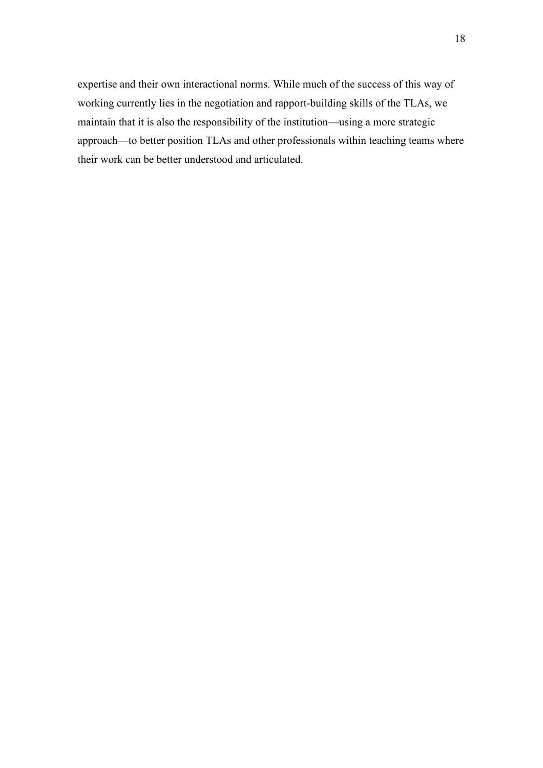expertise and their own interactional norms. While much of the success of this way of working currently lies in the negotiation and rapport-building skills of the TLAs, we maintain that it is also the responsibility of the institution—using a more strategic approach—to better position TLAs and other professionals within teaching teams where their work can be better understood and articulated.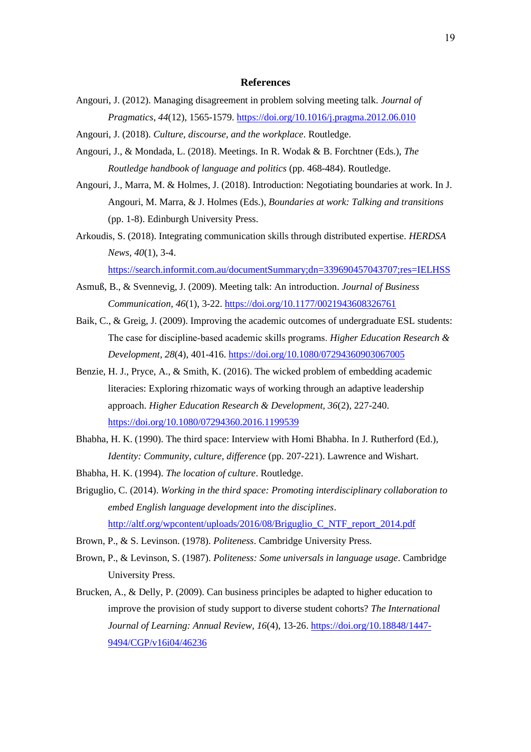# References

Angouri, J. (2012). Managing disagreement in problem solving meeting talk. *Journal of Pragmatics*, *44*(12), 1565-1579. https://doi.org/10.1016/j.pragma.2012.06.010

Angouri, J. (2018). *Culture, discourse, and the workplace*. Routledge.

Angouri, J., & Mondada, L. (2018). Meetings. In R. Wodak & B. Forchtner (Eds.), *The Routledge handbook of language and politics* (pp. 468-484). Routledge.

Angouri, J., Marra, M. & Holmes, J. (2018). Introduction: Negotiating boundaries at work. In J. Angouri, M. Marra, & J. Holmes (Eds.), *Boundaries at work: Talking and transitions* (pp. 1-8). Edinburgh University Press.

Arkoudis, S. (2018). Integrating communication skills through distributed expertise. *HERDSA News, 40*(1), 3-4. https://search.informit.com.au/documentSummary;dn=339690457043707;res=IELHSS

Asmuß, B., & Svennevig, J. (2009). Meeting talk: An introduction. *Journal of Business Communication, 46*(1), 3-22. https://doi.org/10.1177/0021943608326761

Baik, C., & Greig, J. (2009). Improving the academic outcomes of undergraduate ESL students: The case for discipline-based academic skills programs. *Higher Education Research & Development, 28*(4), 401-416. https://doi.org/10.1080/07294360903067005

Benzie, H. J., Pryce, A., & Smith, K. (2016). The wicked problem of embedding academic literacies: Exploring rhizomatic ways of working through an adaptive leadership approach. *Higher Education Research & Development, 36*(2), 227-240. https://doi.org/10.1080/07294360.2016.1199539

Bhabha, H. K. (1990). The third space: Interview with Homi Bhabha. In J. Rutherford (Ed.), *Identity: Community, culture, difference* (pp. 207-221). Lawrence and Wishart.

Bhabha, H. K. (1994). *The location of culture*. Routledge.

Briguglio, C. (2014). *Working in the third space: Promoting interdisciplinary collaboration to embed English language development into the disciplines*. http://altf.org/wpcontent/uploads/2016/08/Briguglio_C_NTF_report_2014.pdf

Brown, P., & S. Levinson. (1978). *Politeness*. Cambridge University Press.

Brown, P., & Levinson, S. (1987). *Politeness: Some universals in language usage*. Cambridge University Press.

Brucken, A., & Delly, P. (2009). Can business principles be adapted to higher education to improve the provision of study support to diverse student cohorts? *The International Journal of Learning: Annual Review, 16*(4), 13-26. https://doi.org/10.18848/1447-9494/CGP/v16i04/46236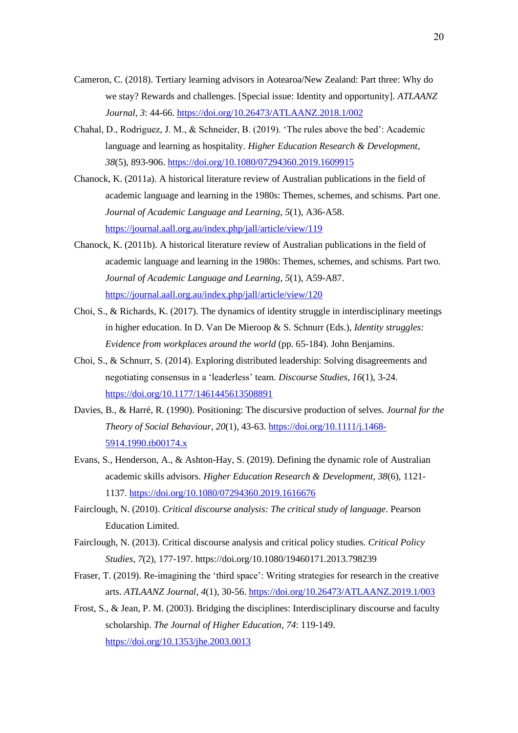Cameron, C. (2018). Tertiary learning advisors in Aotearoa/New Zealand: Part three: Why do we stay? Rewards and challenges. [Special issue: Identity and opportunity]. *ATLAANZ Journal*, *3*: 44-66. https://doi.org/10.26473/ATLAANZ.2018.1/002

Chahal, D., Rodriguez, J. M., & Schneider, B. (2019). 'The rules above the bed': Academic language and learning as hospitality. *Higher Education Research & Development*, *38*(5), 893-906. https://doi.org/10.1080/07294360.2019.1609915

Chanock, K. (2011a). A historical literature review of Australian publications in the field of academic language and learning in the 1980s: Themes, schemes, and schisms. Part one. *Journal of Academic Language and Learning*, *5*(1), A36-A58. https://journal.aall.org.au/index.php/jall/article/view/119

Chanock, K. (2011b). A historical literature review of Australian publications in the field of academic language and learning in the 1980s: Themes, schemes, and schisms. Part two. *Journal of Academic Language and Learning*, *5*(1), A59-A87. https://journal.aall.org.au/index.php/jall/article/view/120

Choi, S., & Richards, K. (2017). The dynamics of identity struggle in interdisciplinary meetings in higher education. In D. Van De Mieroop & S. Schnurr (Eds.), *Identity struggles: Evidence from workplaces around the world* (pp. 65-184). John Benjamins.

Choi, S., & Schnurr, S. (2014). Exploring distributed leadership: Solving disagreements and negotiating consensus in a 'leaderless' team. *Discourse Studies*, *16*(1), 3-24. https://doi.org/10.1177/1461445613508891

Davies, B., & Harré, R. (1990). Positioning: The discursive production of selves. *Journal for the Theory of Social Behaviour*, *20*(1), 43-63. https://doi.org/10.1111/j.1468-5914.1990.tb00174.x

Evans, S., Henderson, A., & Ashton-Hay, S. (2019). Defining the dynamic role of Australian academic skills advisors. *Higher Education Research & Development*, *38*(6), 1121-1137. https://doi.org/10.1080/07294360.2019.1616676

Fairclough, N. (2010). *Critical discourse analysis: The critical study of language*. Pearson Education Limited.

Fairclough, N. (2013). Critical discourse analysis and critical policy studies. *Critical Policy Studies*, *7*(2), 177-197. https://doi.org/10.1080/19460171.2013.798239

Fraser, T. (2019). Re-imagining the 'third space': Writing strategies for research in the creative arts. *ATLAANZ Journal*, *4*(1), 30-56. https://doi.org/10.26473/ATLAANZ.2019.1/003

Frost, S., & Jean, P. M. (2003). Bridging the disciplines: Interdisciplinary discourse and faculty scholarship. *The Journal of Higher Education*, *74*: 119-149. https://doi.org/10.1353/jhe.2003.0013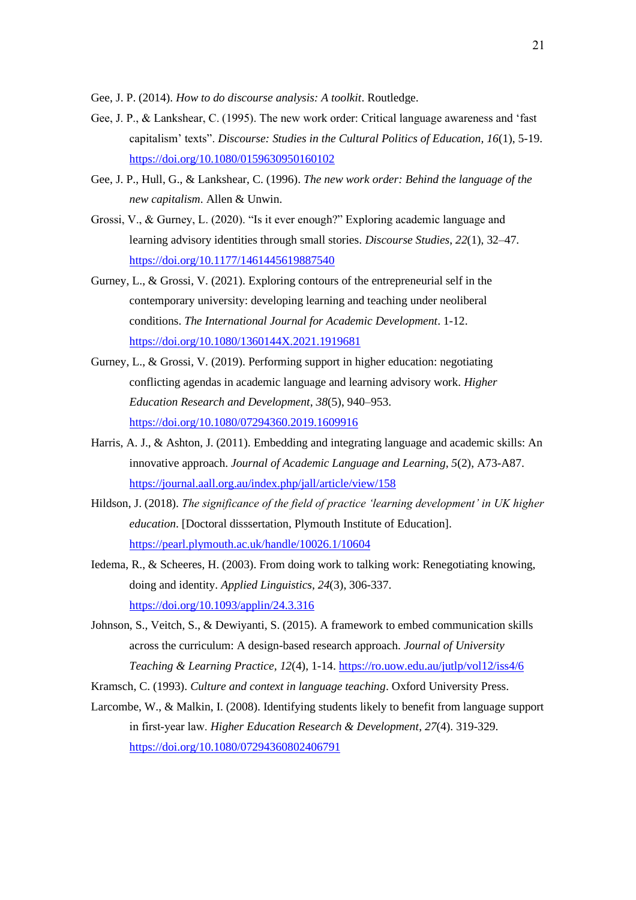Gee, J. P. (2014). *How to do discourse analysis: A toolkit*. Routledge.

Gee, J. P., & Lankshear, C. (1995). The new work order: Critical language awareness and 'fast capitalism' texts". *Discourse: Studies in the Cultural Politics of Education, 16*(1), 5-19. https://doi.org/10.1080/0159630950160102

Gee, J. P., Hull, G., & Lankshear, C. (1996). *The new work order: Behind the language of the new capitalism.* Allen & Unwin.

Grossi, V., & Gurney, L. (2020). "Is it ever enough?" Exploring academic language and learning advisory identities through small stories. *Discourse Studies*, *22*(1), 32–47. https://doi.org/10.1177/1461445619887540

Gurney, L., & Grossi, V. (2021). Exploring contours of the entrepreneurial self in the contemporary university: developing learning and teaching under neoliberal conditions. *The International Journal for Academic Development*. 1-12. https://doi.org/10.1080/1360144X.2021.1919681

Gurney, L., & Grossi, V. (2019). Performing support in higher education: negotiating conflicting agendas in academic language and learning advisory work. *Higher Education Research and Development*, *38*(5), 940–953. https://doi.org/10.1080/07294360.2019.1609916

Harris, A. J., & Ashton, J. (2011). Embedding and integrating language and academic skills: An innovative approach. *Journal of Academic Language and Learning*, *5*(2), A73-A87. https://journal.aall.org.au/index.php/jall/article/view/158

Hildson, J. (2018). *The significance of the field of practice 'learning development' in UK higher education*. [Doctoral disssertation, Plymouth Institute of Education]. https://pearl.plymouth.ac.uk/handle/10026.1/10604

Iedema, R., & Scheeres, H. (2003). From doing work to talking work: Renegotiating knowing, doing and identity. *Applied Linguistics, 24*(3), 306-337. https://doi.org/10.1093/applin/24.3.316

Johnson, S., Veitch, S., & Dewiyanti, S. (2015). A framework to embed communication skills across the curriculum: A design-based research approach. *Journal of University Teaching & Learning Practice, 12*(4), 1-14. https://ro.uow.edu.au/jutlp/vol12/iss4/6

Kramsch, C. (1993). *Culture and context in language teaching*. Oxford University Press.

Larcombe, W., & Malkin, I. (2008). Identifying students likely to benefit from language support in first-year law. *Higher Education Research & Development*, *27*(4). 319-329. https://doi.org/10.1080/07294360802406791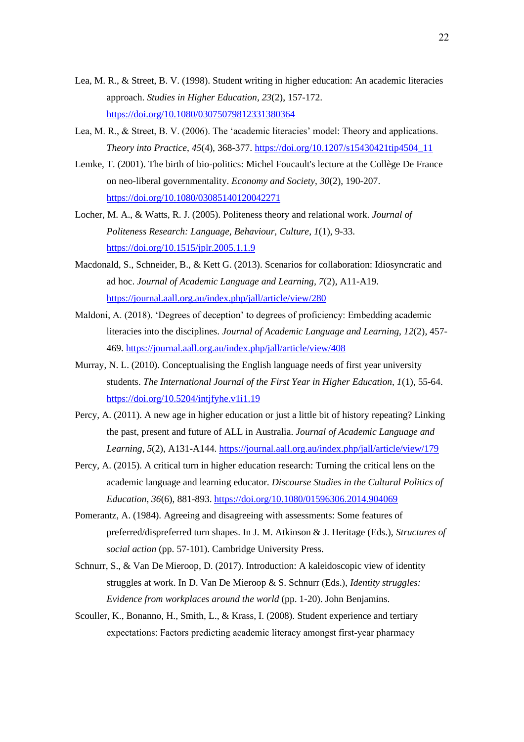Lea, M. R., & Street, B. V. (1998). Student writing in higher education: An academic literacies approach. *Studies in Higher Education, 23*(2), 157-172. https://doi.org/10.1080/03075079812331380364

Lea, M. R., & Street, B. V. (2006). The 'academic literacies' model: Theory and applications. *Theory into Practice*, *45*(4), 368-377. https://doi.org/10.1207/s15430421tip4504_11

Lemke, T. (2001). The birth of bio-politics: Michel Foucault's lecture at the Collège De France on neo-liberal governmentality. *Economy and Society*, *30*(2), 190-207. https://doi.org/10.1080/03085140120042271

Locher, M. A., & Watts, R. J. (2005). Politeness theory and relational work. *Journal of Politeness Research: Language, Behaviour, Culture*, *1*(1), 9-33. https://doi.org/10.1515/jplr.2005.1.1.9

Macdonald, S., Schneider, B., & Kett G. (2013). Scenarios for collaboration: Idiosyncratic and ad hoc. *Journal of Academic Language and Learning, 7*(2), A11-A19. https://journal.aall.org.au/index.php/jall/article/view/280

Maldoni, A. (2018). 'Degrees of deception' to degrees of proficiency: Embedding academic literacies into the disciplines. *Journal of Academic Language and Learning*, *12*(2), 457-469. https://journal.aall.org.au/index.php/jall/article/view/408

Murray, N. L. (2010). Conceptualising the English language needs of first year university students. *The International Journal of the First Year in Higher Education, 1*(1), 55-64. https://doi.org/10.5204/intjfyhe.v1i1.19

Percy, A. (2011). A new age in higher education or just a little bit of history repeating? Linking the past, present and future of ALL in Australia. *Journal of Academic Language and Learning*, *5*(2), A131-A144. https://journal.aall.org.au/index.php/jall/article/view/179

Percy, A. (2015). A critical turn in higher education research: Turning the critical lens on the academic language and learning educator. *Discourse Studies in the Cultural Politics of Education*, *36*(6), 881-893. https://doi.org/10.1080/01596306.2014.904069

Pomerantz, A. (1984). Agreeing and disagreeing with assessments: Some features of preferred/dispreferred turn shapes. In J. M. Atkinson & J. Heritage (Eds.), *Structures of social action* (pp. 57-101). Cambridge University Press.

Schnurr, S., & Van De Mieroop, D. (2017). Introduction: A kaleidoscopic view of identity struggles at work. In D. Van De Mieroop & S. Schnurr (Eds.), *Identity struggles: Evidence from workplaces around the world* (pp. 1-20). John Benjamins.

Scouller, K., Bonanno, H., Smith, L., & Krass, I. (2008). Student experience and tertiary expectations: Factors predicting academic literacy amongst first-year pharmacy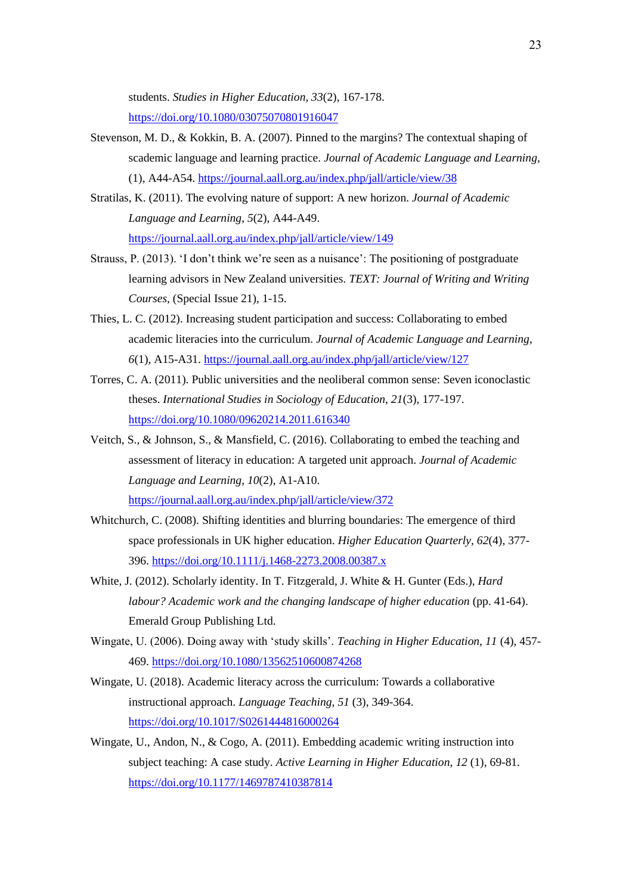students. *Studies in Higher Education*, *33*(2), 167-178. https://doi.org/10.1080/03075070801916047

Stevenson, M. D., & Kokkin, B. A. (2007). Pinned to the margins? The contextual shaping of scademic language and learning practice. *Journal of Academic Language and Learning*, (1), A44-A54. https://journal.aall.org.au/index.php/jall/article/view/38

Stratilas, K. (2011). The evolving nature of support: A new horizon. *Journal of Academic Language and Learning*, *5*(2), A44-A49. https://journal.aall.org.au/index.php/jall/article/view/149

Strauss, P. (2013). 'I don't think we're seen as a nuisance': The positioning of postgraduate learning advisors in New Zealand universities. *TEXT: Journal of Writing and Writing Courses*, (Special Issue 21), 1-15.

Thies, L. C. (2012). Increasing student participation and success: Collaborating to embed academic literacies into the curriculum. *Journal of Academic Language and Learning*, *6*(1), A15-A31. https://journal.aall.org.au/index.php/jall/article/view/127

Torres, C. A. (2011). Public universities and the neoliberal common sense: Seven iconoclastic theses. *International Studies in Sociology of Education, 21*(3), 177-197. https://doi.org/10.1080/09620214.2011.616340

Veitch, S., & Johnson, S., & Mansfield, C. (2016). Collaborating to embed the teaching and assessment of literacy in education: A targeted unit approach. *Journal of Academic Language and Learning, 10*(2), A1-A10. https://journal.aall.org.au/index.php/jall/article/view/372

Whitchurch, C. (2008). Shifting identities and blurring boundaries: The emergence of third space professionals in UK higher education. *Higher Education Quarterly*, *62*(4), 377-396. https://doi.org/10.1111/j.1468-2273.2008.00387.x

White, J. (2012). Scholarly identity. In T. Fitzgerald, J. White & H. Gunter (Eds.), *Hard labour? Academic work and the changing landscape of higher education* (pp. 41-64). Emerald Group Publishing Ltd.

Wingate, U. (2006). Doing away with 'study skills'. *Teaching in Higher Education, 11* (4), 457-469. https://doi.org/10.1080/13562510600874268

Wingate, U. (2018). Academic literacy across the curriculum: Towards a collaborative instructional approach. *Language Teaching, 51* (3), 349-364. https://doi.org/10.1017/S0261444816000264

Wingate, U., Andon, N., & Cogo, A. (2011). Embedding academic writing instruction into subject teaching: A case study. *Active Learning in Higher Education, 12* (1), 69-81. https://doi.org/10.1177/1469787410387814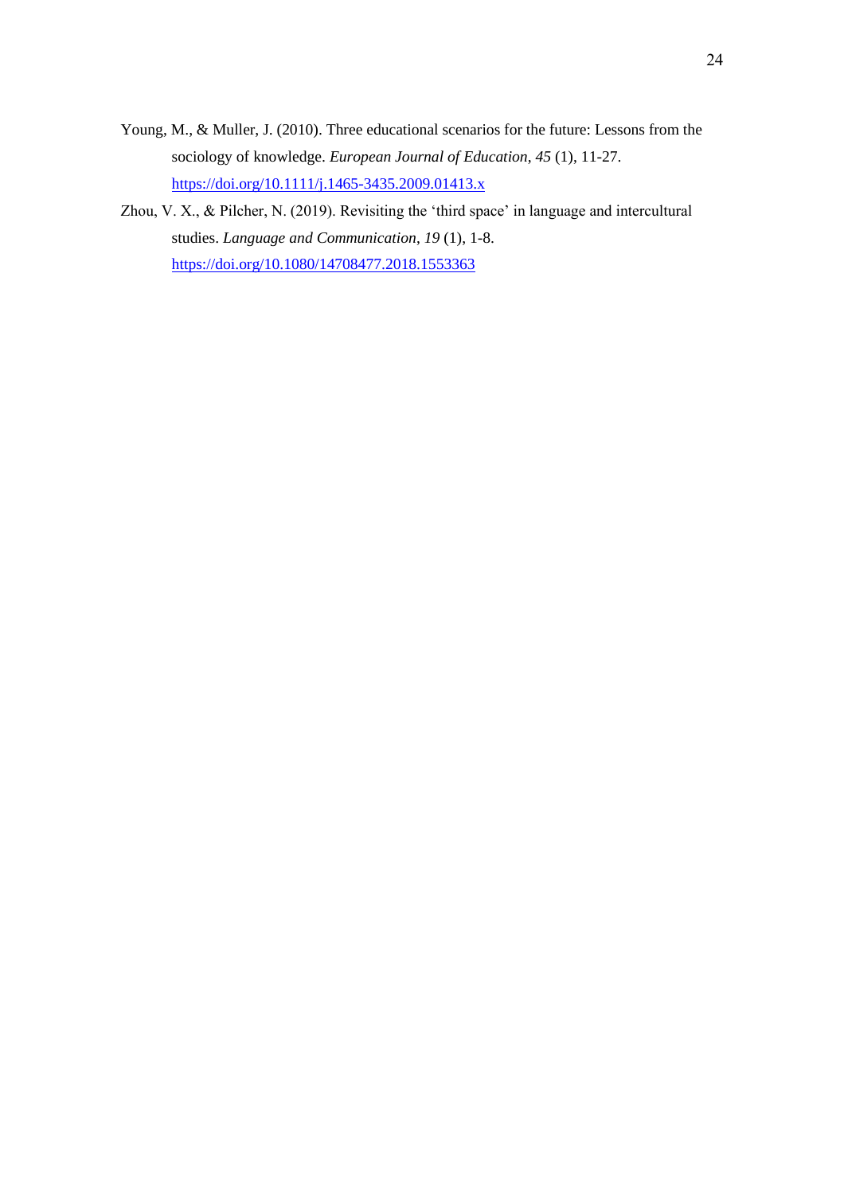Young, M., & Muller, J. (2010). Three educational scenarios for the future: Lessons from the sociology of knowledge. *European Journal of Education*, *45* (1), 11-27. https://doi.org/10.1111/j.1465-3435.2009.01413.x

Zhou, V. X., & Pilcher, N. (2019). Revisiting the 'third space' in language and intercultural studies. *Language and Communication*, *19* (1), 1-8. https://doi.org/10.1080/14708477.2018.1553363